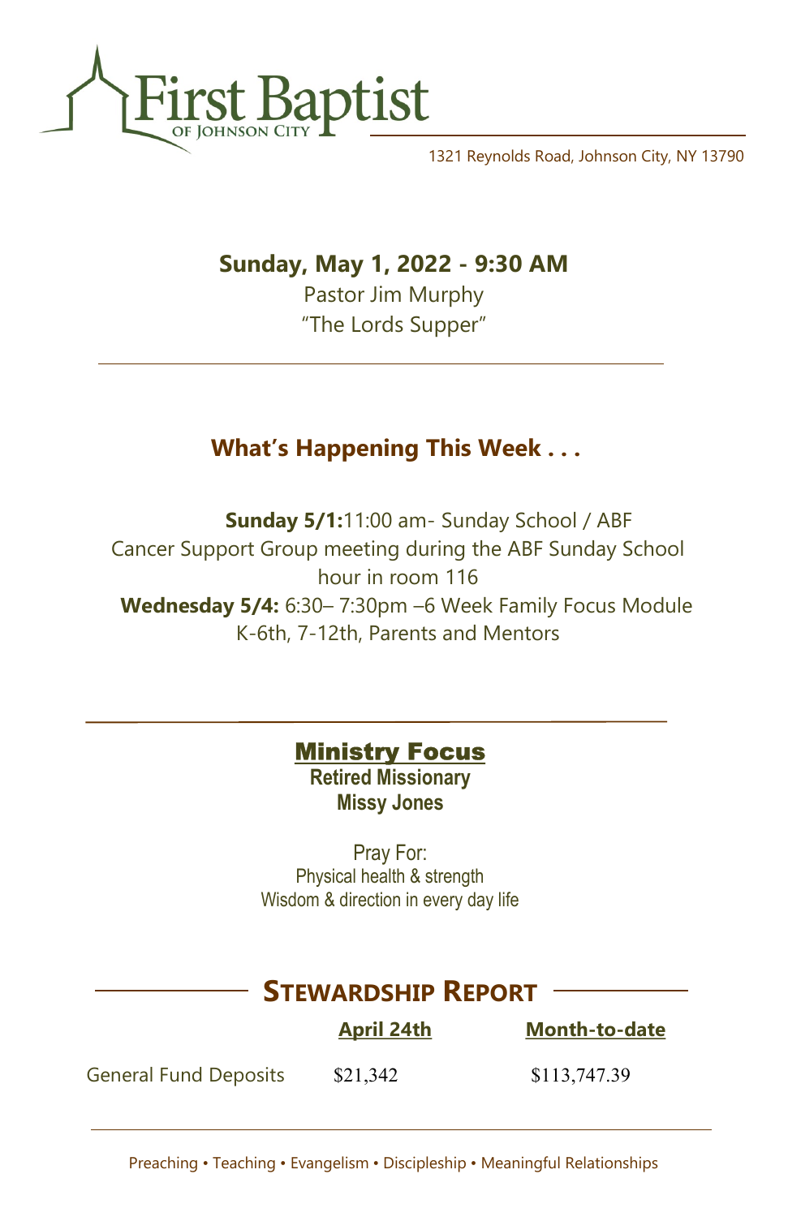# First Baptist

OF JOHNSON CITY

1321 Reynolds Road, Johnson City, NY 13790

## Sunday, May 1, 2022 - 9:30 AM

Pastor Jim Murphy

"The Lords Supper"

---

## What's Happening This Week . . .

**Sunday 5/1:**11:00 am- Sunday School / ABF

Cancer Support Group meeting during the ABF Sunday School hour in room 116

**Wednesday 5/4:** 6:30– 7:30pm –6 Week Family Focus Module K-6th, 7-12th, Parents and Mentors

---

## Ministry Focus

**Retired Missionary**

**Missy Jones**

Pray For:

Physical health & strength

Wisdom & direction in every day life

## Stewardship Report

| | April 24th | Month-to-date |
|---|---|---|
| General Fund Deposits | $21,342 | $113,747.39 |

---

Preaching • Teaching • Evangelism • Discipleship • Meaningful Relationships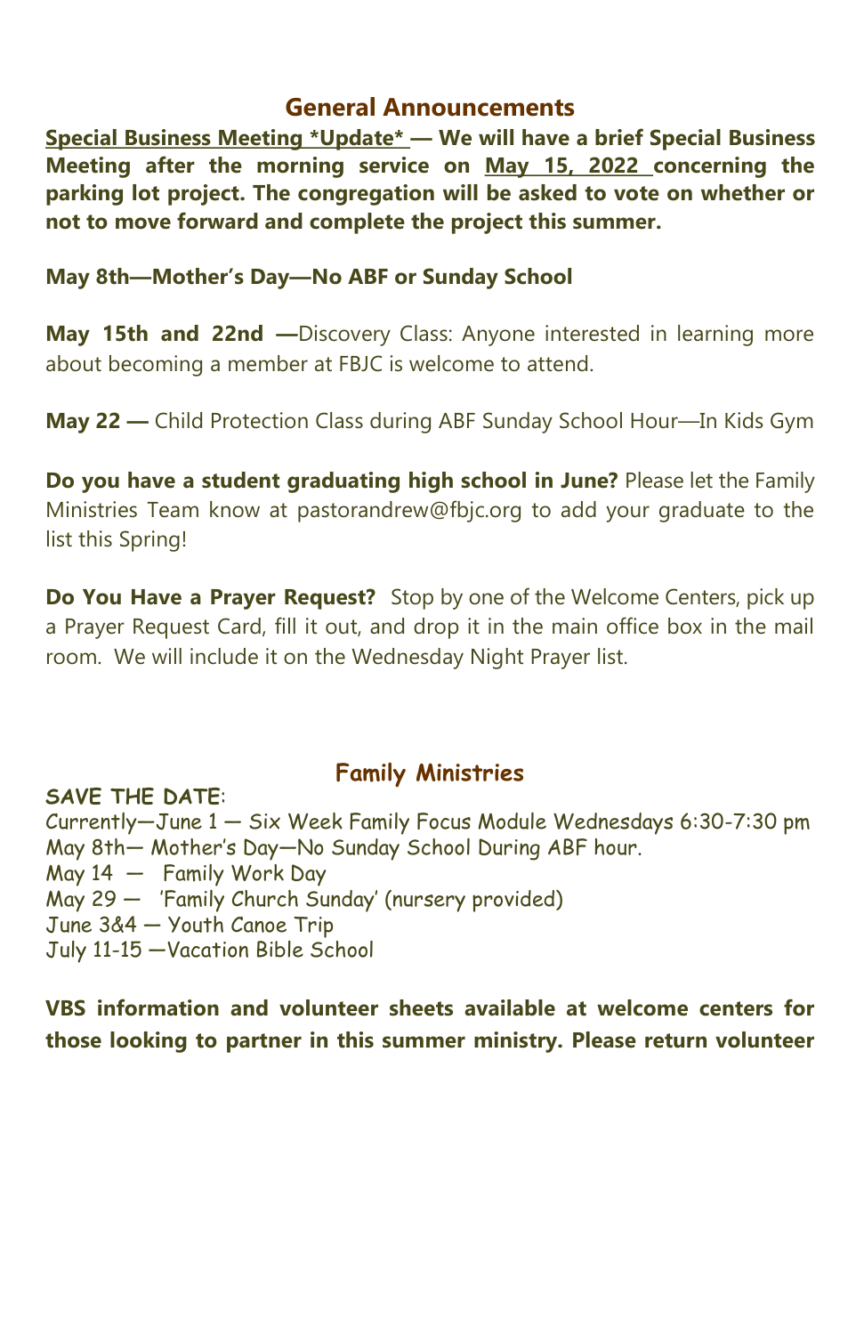## General Announcements

**<u>Special Business Meeting *Update*</u> — We will have a brief Special Business Meeting after the morning service on <u>May 15, 2022</u> concerning the parking lot project. The congregation will be asked to vote on whether or not to move forward and complete the project this summer.**

**May 8th—Mother's Day—No ABF or Sunday School**

**May 15th and 22nd —**Discovery Class: Anyone interested in learning more about becoming a member at FBJC is welcome to attend.

**May 22 —** Child Protection Class during ABF Sunday School Hour—In Kids Gym

**Do you have a student graduating high school in June?** Please let the Family Ministries Team know at pastorandrew@fbjc.org to add your graduate to the list this Spring!

**Do You Have a Prayer Request?** Stop by one of the Welcome Centers, pick up a Prayer Request Card, fill it out, and drop it in the main office box in the mail room. We will include it on the Wednesday Night Prayer list.

## Family Ministries

**SAVE THE DATE:**

Currently—June 1 — Six Week Family Focus Module Wednesdays 6:30-7:30 pm
May 8th— Mother's Day—No Sunday School During ABF hour.
May 14 — Family Work Day
May 29 — 'Family Church Sunday' (nursery provided)
June 3&4 — Youth Canoe Trip
July 11-15 —Vacation Bible School

**VBS information and volunteer sheets available at welcome centers for those looking to partner in this summer ministry. Please return volunteer**